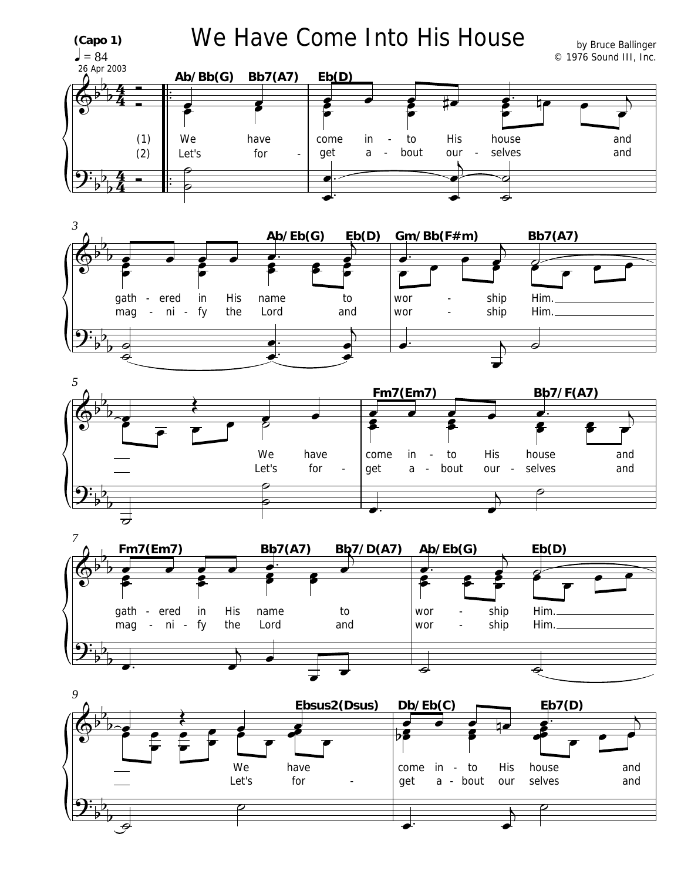# We Have Come Into His House

(Capo 1)

♩ = 84

26 Apr 2003

by Bruce Ballinger

© 1976 Sound III, Inc.

Ab/Bb(G) Bb7(A7) Eb(D)

(1) We have come in - to His house and
(2) Let's for - get a - bout our - selves and

Ab/Eb(G) Eb(D) Gm/Bb(F#m) Bb7(A7)

gath - ered in His name to wor - ship Him.
mag - ni - fy the Lord and wor - ship Him.

Fm7(Em7) Bb7/F(A7)

We have come in - to His house and
Let's for - get a - bout our - selves and

Fm7(Em7) Bb7(A7) Bb7/D(A7) Ab/Eb(G) Eb(D)

gath - ered in His name to wor - ship Him.
mag - ni - fy the Lord and wor - ship Him.

Ebsus2(Dsus) Db/Eb(C) Eb7(D)

We have come in - to His house and
Let's for - get a - bout our selves and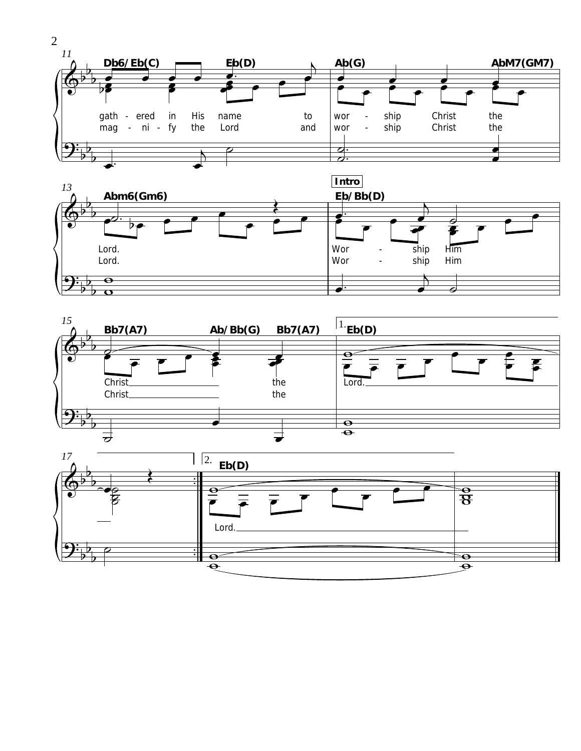11

Db6/Eb(C) Eb(D) Ab(G) AbM7(GM7)

gath - ered in His name to wor - ship Christ the
mag - ni - fy the Lord and wor - ship Christ the

13

Abm6(Gm6)

**Intro**

Eb/Bb(D)

Lord. Wor - ship Him
Lord. Wor - ship Him

15

Bb7(A7) Ab/Bb(G) Bb7(A7)

1. Eb(D)

Christ the Lord.
Christ the

17

2. Eb(D)

Lord.